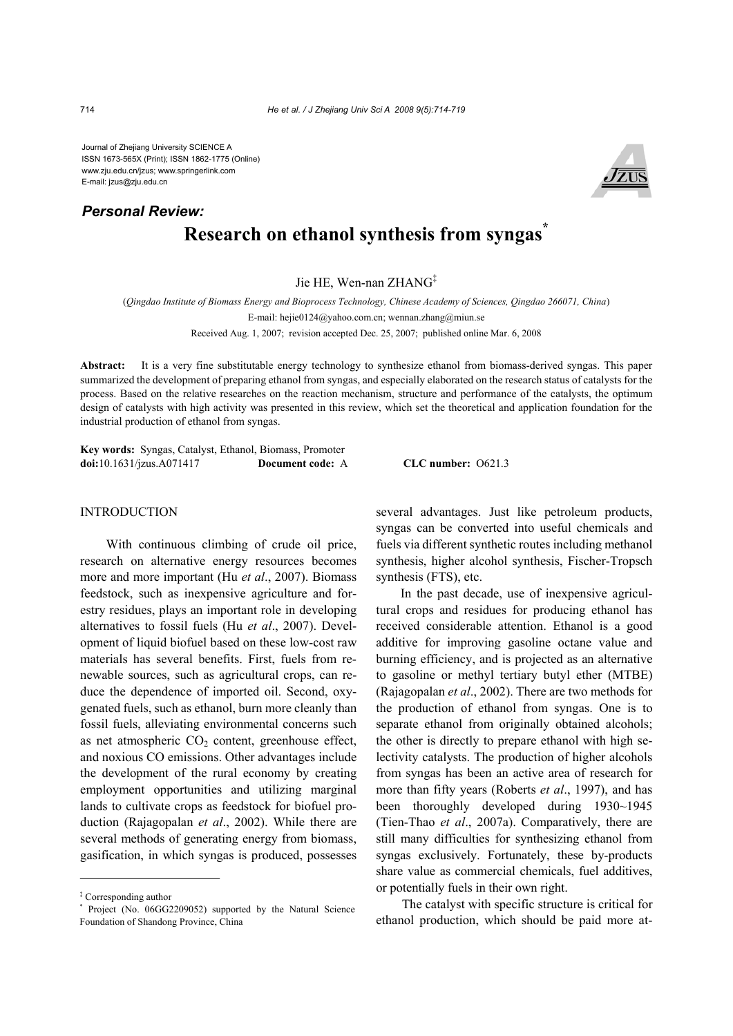Journal of Zhejiang University SCIENCE A
ISSN 1673-565X (Print); ISSN 1862-1775 (Online)
www.zju.edu.cn/jzus; www.springerlink.com
E-mail: jzus@zju.edu.cn

***Personal Review:***

# Research on ethanol synthesis from syngas*

Jie HE, Wen-nan ZHANG‡

(*Qingdao Institute of Biomass Energy and Bioprocess Technology, Chinese Academy of Sciences, Qingdao 266071, China*)

E-mail: hejie0124@yahoo.com.cn; wennan.zhang@miun.se

Received Aug. 1, 2007; revision accepted Dec. 25, 2007; published online Mar. 6, 2008

**Abstract:** It is a very fine substitutable energy technology to synthesize ethanol from biomass-derived syngas. This paper summarized the development of preparing ethanol from syngas, and especially elaborated on the research status of catalysts for the process. Based on the relative researches on the reaction mechanism, structure and performance of the catalysts, the optimum design of catalysts with high activity was presented in this review, which set the theoretical and application foundation for the industrial production of ethanol from syngas.

**Key words:** Syngas, Catalyst, Ethanol, Biomass, Promoter
**doi:**10.1631/jzus.A071417 **Document code:** A **CLC number:** O621.3

## INTRODUCTION

With continuous climbing of crude oil price, research on alternative energy resources becomes more and more important (Hu *et al*., 2007). Biomass feedstock, such as inexpensive agriculture and forestry residues, plays an important role in developing alternatives to fossil fuels (Hu *et al*., 2007). Development of liquid biofuel based on these low-cost raw materials has several benefits. First, fuels from renewable sources, such as agricultural crops, can reduce the dependence of imported oil. Second, oxygenated fuels, such as ethanol, burn more cleanly than fossil fuels, alleviating environmental concerns such as net atmospheric $CO_2$ content, greenhouse effect, and noxious CO emissions. Other advantages include the development of the rural economy by creating employment opportunities and utilizing marginal lands to cultivate crops as feedstock for biofuel production (Rajagopalan *et al*., 2002). While there are several methods of generating energy from biomass, gasification, in which syngas is produced, possesses several advantages. Just like petroleum products, syngas can be converted into useful chemicals and fuels via different synthetic routes including methanol synthesis, higher alcohol synthesis, Fischer-Tropsch synthesis (FTS), etc.

In the past decade, use of inexpensive agricultural crops and residues for producing ethanol has received considerable attention. Ethanol is a good additive for improving gasoline octane value and burning efficiency, and is projected as an alternative to gasoline or methyl tertiary butyl ether (MTBE) (Rajagopalan *et al*., 2002). There are two methods for the production of ethanol from syngas. One is to separate ethanol from originally obtained alcohols; the other is directly to prepare ethanol with high selectivity catalysts. The production of higher alcohols from syngas has been an active area of research for more than fifty years (Roberts *et al*., 1997), and has been thoroughly developed during 1930~1945 (Tien-Thao *et al*., 2007a). Comparatively, there are still many difficulties for synthesizing ethanol from syngas exclusively. Fortunately, these by-products share value as commercial chemicals, fuel additives, or potentially fuels in their own right.

The catalyst with specific structure is critical for ethanol production, which should be paid more at-

‡ Corresponding author
\* Project (No. 06GG2209052) supported by the Natural Science Foundation of Shandong Province, China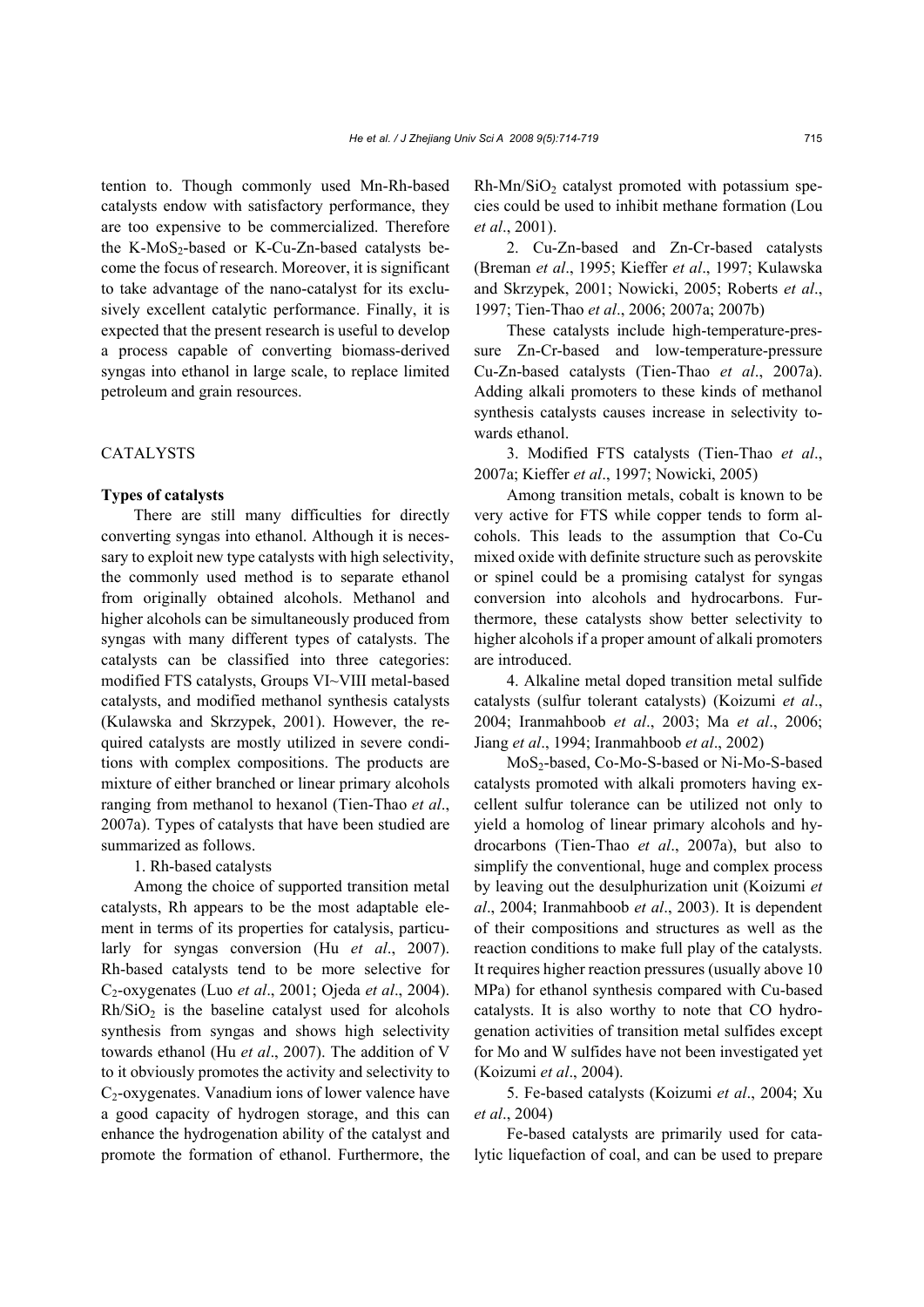tention to. Though commonly used Mn-Rh-based catalysts endow with satisfactory performance, they are too expensive to be commercialized. Therefore the K-$MoS_2$-based or K-Cu-Zn-based catalysts become the focus of research. Moreover, it is significant to take advantage of the nano-catalyst for its exclusively excellent catalytic performance. Finally, it is expected that the present research is useful to develop a process capable of converting biomass-derived syngas into ethanol in large scale, to replace limited petroleum and grain resources.

## CATALYSTS

### Types of catalysts

There are still many difficulties for directly converting syngas into ethanol. Although it is necessary to exploit new type catalysts with high selectivity, the commonly used method is to separate ethanol from originally obtained alcohols. Methanol and higher alcohols can be simultaneously produced from syngas with many different types of catalysts. The catalysts can be classified into three categories: modified FTS catalysts, Groups VI~VIII metal-based catalysts, and modified methanol synthesis catalysts (Kulawska and Skrzypek, 2001). However, the required catalysts are mostly utilized in severe conditions with complex compositions. The products are mixture of either branched or linear primary alcohols ranging from methanol to hexanol (Tien-Thao *et al*., 2007a). Types of catalysts that have been studied are summarized as follows.

1. Rh-based catalysts

Among the choice of supported transition metal catalysts, Rh appears to be the most adaptable element in terms of its properties for catalysis, particularly for syngas conversion (Hu *et al*., 2007). Rh-based catalysts tend to be more selective for $C_2$-oxygenates (Luo *et al*., 2001; Ojeda *et al*., 2004). $Rh/SiO_2$ is the baseline catalyst used for alcohols synthesis from syngas and shows high selectivity towards ethanol (Hu *et al*., 2007). The addition of V to it obviously promotes the activity and selectivity to $C_2$-oxygenates. Vanadium ions of lower valence have a good capacity of hydrogen storage, and this can enhance the hydrogenation ability of the catalyst and promote the formation of ethanol. Furthermore, the Rh-Mn/$SiO_2$ catalyst promoted with potassium species could be used to inhibit methane formation (Lou *et al*., 2001).

2. Cu-Zn-based and Zn-Cr-based catalysts (Breman *et al*., 1995; Kieffer *et al*., 1997; Kulawska and Skrzypek, 2001; Nowicki, 2005; Roberts *et al*., 1997; Tien-Thao *et al*., 2006; 2007a; 2007b)

These catalysts include high-temperature-pressure Zn-Cr-based and low-temperature-pressure Cu-Zn-based catalysts (Tien-Thao *et al*., 2007a). Adding alkali promoters to these kinds of methanol synthesis catalysts causes increase in selectivity towards ethanol.

3. Modified FTS catalysts (Tien-Thao *et al*., 2007a; Kieffer *et al*., 1997; Nowicki, 2005)

Among transition metals, cobalt is known to be very active for FTS while copper tends to form alcohols. This leads to the assumption that Co-Cu mixed oxide with definite structure such as perovskite or spinel could be a promising catalyst for syngas conversion into alcohols and hydrocarbons. Furthermore, these catalysts show better selectivity to higher alcohols if a proper amount of alkali promoters are introduced.

4. Alkaline metal doped transition metal sulfide catalysts (sulfur tolerant catalysts) (Koizumi *et al*., 2004; Iranmahboob *et al*., 2003; Ma *et al*., 2006; Jiang *et al*., 1994; Iranmahboob *et al*., 2002)

$MoS_2$-based, Co-Mo-S-based or Ni-Mo-S-based catalysts promoted with alkali promoters having excellent sulfur tolerance can be utilized not only to yield a homolog of linear primary alcohols and hydrocarbons (Tien-Thao *et al*., 2007a), but also to simplify the conventional, huge and complex process by leaving out the desulphurization unit (Koizumi *et al*., 2004; Iranmahboob *et al*., 2003). It is dependent of their compositions and structures as well as the reaction conditions to make full play of the catalysts. It requires higher reaction pressures (usually above 10 MPa) for ethanol synthesis compared with Cu-based catalysts. It is also worthy to note that CO hydrogenation activities of transition metal sulfides except for Mo and W sulfides have not been investigated yet (Koizumi *et al*., 2004).

5. Fe-based catalysts (Koizumi *et al*., 2004; Xu *et al*., 2004)

Fe-based catalysts are primarily used for catalytic liquefaction of coal, and can be used to prepare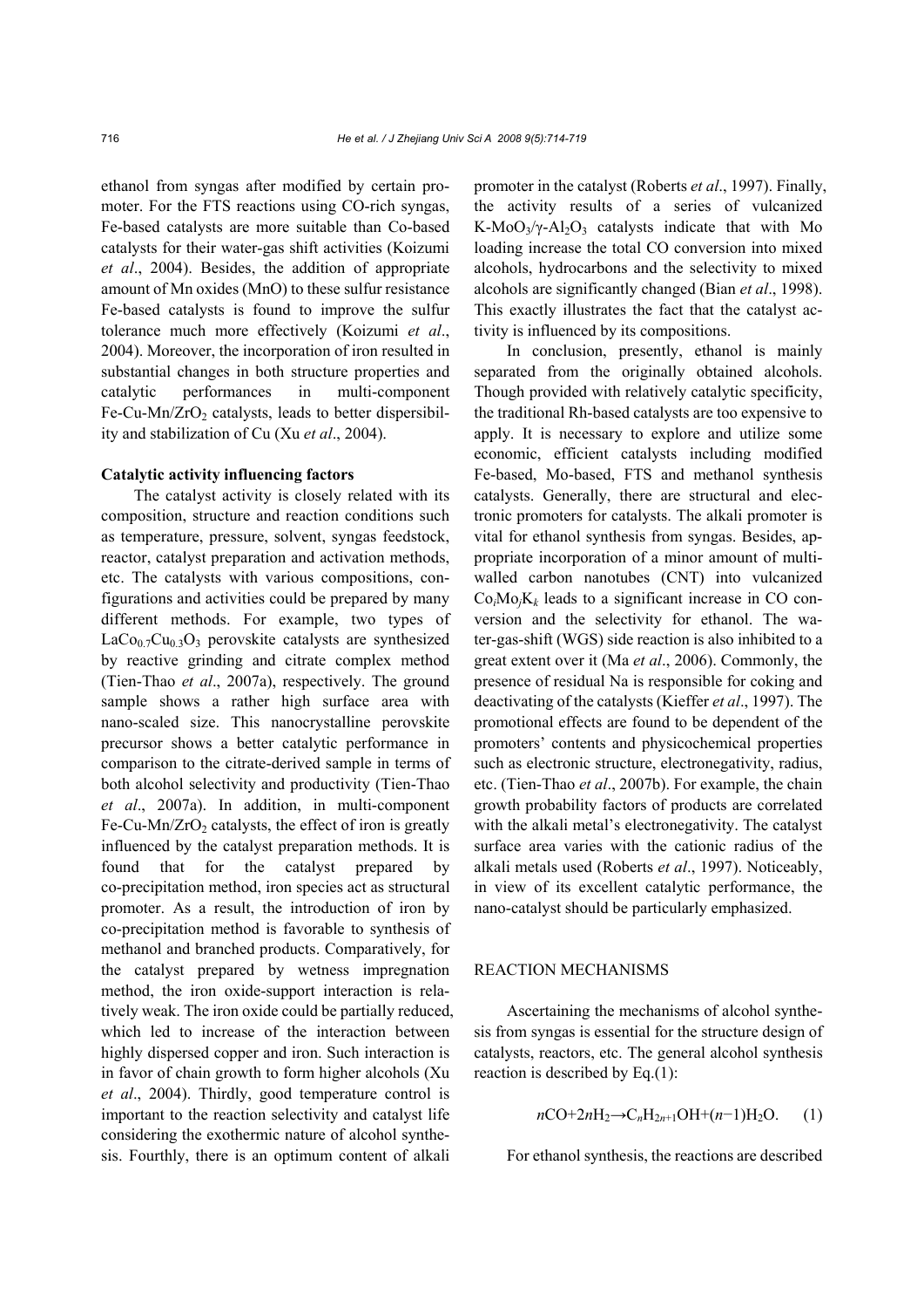ethanol from syngas after modified by certain promoter. For the FTS reactions using CO-rich syngas, Fe-based catalysts are more suitable than Co-based catalysts for their water-gas shift activities (Koizumi *et al*., 2004). Besides, the addition of appropriate amount of Mn oxides (MnO) to these sulfur resistance Fe-based catalysts is found to improve the sulfur tolerance much more effectively (Koizumi *et al*., 2004). Moreover, the incorporation of iron resulted in substantial changes in both structure properties and catalytic performances in multi-component Fe-Cu-Mn/$ZrO_2$ catalysts, leads to better dispersibility and stabilization of Cu (Xu *et al*., 2004).

### Catalytic activity influencing factors

The catalyst activity is closely related with its composition, structure and reaction conditions such as temperature, pressure, solvent, syngas feedstock, reactor, catalyst preparation and activation methods, etc. The catalysts with various compositions, configurations and activities could be prepared by many different methods. For example, two types of $LaCo_{0.7}Cu_{0.3}O_3$ perovskite catalysts are synthesized by reactive grinding and citrate complex method (Tien-Thao *et al*., 2007a), respectively. The ground sample shows a rather high surface area with nano-scaled size. This nanocrystalline perovskite precursor shows a better catalytic performance in comparison to the citrate-derived sample in terms of both alcohol selectivity and productivity (Tien-Thao *et al*., 2007a). In addition, in multi-component Fe-Cu-Mn/$ZrO_2$ catalysts, the effect of iron is greatly influenced by the catalyst preparation methods. It is found that for the catalyst prepared by co-precipitation method, iron species act as structural promoter. As a result, the introduction of iron by co-precipitation method is favorable to synthesis of methanol and branched products. Comparatively, for the catalyst prepared by wetness impregnation method, the iron oxide-support interaction is relatively weak. The iron oxide could be partially reduced, which led to increase of the interaction between highly dispersed copper and iron. Such interaction is in favor of chain growth to form higher alcohols (Xu *et al*., 2004). Thirdly, good temperature control is important to the reaction selectivity and catalyst life considering the exothermic nature of alcohol synthesis. Fourthly, there is an optimum content of alkali promoter in the catalyst (Roberts *et al*., 1997). Finally, the activity results of a series of vulcanized K-$MoO_3$/γ-$Al_2O_3$ catalysts indicate that with Mo loading increase the total CO conversion into mixed alcohols, hydrocarbons and the selectivity to mixed alcohols are significantly changed (Bian *et al*., 1998). This exactly illustrates the fact that the catalyst activity is influenced by its compositions.

In conclusion, presently, ethanol is mainly separated from the originally obtained alcohols. Though provided with relatively catalytic specificity, the traditional Rh-based catalysts are too expensive to apply. It is necessary to explore and utilize some economic, efficient catalysts including modified Fe-based, Mo-based, FTS and methanol synthesis catalysts. Generally, there are structural and electronic promoters for catalysts. The alkali promoter is vital for ethanol synthesis from syngas. Besides, appropriate incorporation of a minor amount of multi-walled carbon nanotubes (CNT) into vulcanized $Co_iMo_jK_k$ leads to a significant increase in CO conversion and the selectivity for ethanol. The water-gas-shift (WGS) side reaction is also inhibited to a great extent over it (Ma *et al*., 2006). Commonly, the presence of residual Na is responsible for coking and deactivating of the catalysts (Kieffer *et al*., 1997). The promotional effects are found to be dependent of the promoters' contents and physicochemical properties such as electronic structure, electronegativity, radius, etc. (Tien-Thao *et al*., 2007b). For example, the chain growth probability factors of products are correlated with the alkali metal's electronegativity. The catalyst surface area varies with the cationic radius of the alkali metals used (Roberts *et al*., 1997). Noticeably, in view of its excellent catalytic performance, the nano-catalyst should be particularly emphasized.

## REACTION MECHANISMS

Ascertaining the mechanisms of alcohol synthesis from syngas is essential for the structure design of catalysts, reactors, etc. The general alcohol synthesis reaction is described by Eq.(1):

$$n\text{CO}+2n\text{H}_2\rightarrow \text{C}_n\text{H}_{2n+1}\text{OH}+(n-1)\text{H}_2\text{O}. \quad (1)$$

For ethanol synthesis, the reactions are described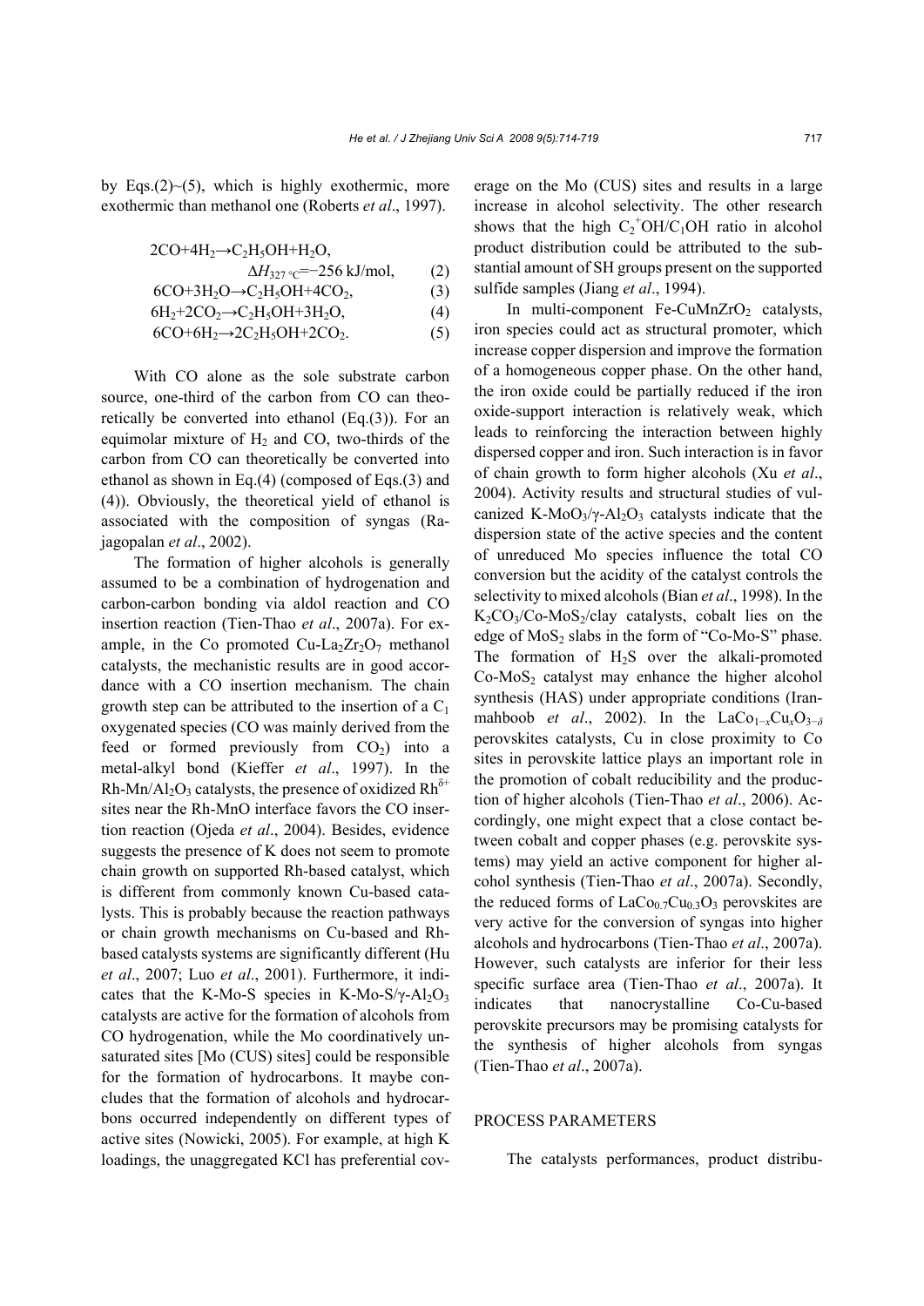by Eqs.(2)~(5), which is highly exothermic, more exothermic than methanol one (Roberts *et al*., 1997).

$$2CO+4H_2 \rightarrow C_2H_5OH+H_2O, \quad \Delta H_{327\,°C}=-256\text{ kJ/mol}, \tag{2}$$

$$6CO+3H_2O \rightarrow C_2H_5OH+4CO_2, \tag{3}$$

$$6H_2+2CO_2 \rightarrow C_2H_5OH+3H_2O, \tag{4}$$

$$6CO+6H_2 \rightarrow 2C_2H_5OH+2CO_2. \tag{5}$$

With CO alone as the sole substrate carbon source, one-third of the carbon from CO can theoretically be converted into ethanol (Eq.(3)). For an equimolar mixture of $H_2$ and CO, two-thirds of the carbon from CO can theoretically be converted into ethanol as shown in Eq.(4) (composed of Eqs.(3) and (4)). Obviously, the theoretical yield of ethanol is associated with the composition of syngas (Rajagopalan *et al*., 2002).

The formation of higher alcohols is generally assumed to be a combination of hydrogenation and carbon-carbon bonding via aldol reaction and CO insertion reaction (Tien-Thao *et al*., 2007a). For example, in the Co promoted $Cu\text{-}La_2Zr_2O_7$ methanol catalysts, the mechanistic results are in good accordance with a CO insertion mechanism. The chain growth step can be attributed to the insertion of a $C_1$ oxygenated species (CO was mainly derived from the feed or formed previously from $CO_2$) into a metal-alkyl bond (Kieffer *et al*., 1997). In the $Rh\text{-}Mn/Al_2O_3$ catalysts, the presence of oxidized $Rh^{\delta+}$ sites near the Rh-MnO interface favors the CO insertion reaction (Ojeda *et al*., 2004). Besides, evidence suggests the presence of K does not seem to promote chain growth on supported Rh-based catalyst, which is different from commonly known Cu-based catalysts. This is probably because the reaction pathways or chain growth mechanisms on Cu-based and Rh-based catalysts systems are significantly different (Hu *et al*., 2007; Luo *et al*., 2001). Furthermore, it indicates that the K-Mo-S species in $K\text{-}Mo\text{-}S/\gamma\text{-}Al_2O_3$ catalysts are active for the formation of alcohols from CO hydrogenation, while the Mo coordinatively unsaturated sites [Mo (CUS) sites] could be responsible for the formation of hydrocarbons. It may be concludes that the formation of alcohols and hydrocarbons occurred independently on different types of active sites (Nowicki, 2005). For example, at high K loadings, the unaggregated KCl has preferential coverage on the Mo (CUS) sites and results in a large increase in alcohol selectivity. The other research shows that the high $C_2^+OH/C_1OH$ ratio in alcohol product distribution could be attributed to the substantial amount of SH groups present on the supported sulfide samples (Jiang *et al*., 1994).

In multi-component $Fe\text{-}CuMnZrO_2$ catalysts, iron species could act as structural promoter, which increase copper dispersion and improve the formation of a homogeneous copper phase. On the other hand, the iron oxide could be partially reduced if the iron oxide-support interaction is relatively weak, which leads to reinforcing the interaction between highly dispersed copper and iron. Such interaction is in favor of chain growth to form higher alcohols (Xu *et al*., 2004). Activity results and structural studies of vulcanized $K\text{-}MoO_3/\gamma\text{-}Al_2O_3$ catalysts indicate that the dispersion state of the active species and the content of unreduced Mo species influence the total CO conversion but the acidity of the catalyst controls the selectivity to mixed alcohols (Bian *et al*., 1998). In the $K_2CO_3/Co\text{-}MoS_2$/clay catalysts, cobalt lies on the edge of $MoS_2$ slabs in the form of "Co-Mo-S" phase. The formation of $H_2S$ over the alkali-promoted $Co\text{-}MoS_2$ catalyst may enhance the higher alcohol synthesis (HAS) under appropriate conditions (Iranmahboob *et al*., 2002). In the $LaCo_{1-x}Cu_xO_{3-\delta}$ perovskites catalysts, Cu in close proximity to Co sites in perovskite lattice plays an important role in the promotion of cobalt reducibility and the production of higher alcohols (Tien-Thao *et al*., 2006). Accordingly, one might expect that a close contact between cobalt and copper phases (e.g. perovskite systems) may yield an active component for higher alcohol synthesis (Tien-Thao *et al*., 2007a). Secondly, the reduced forms of $LaCo_{0.7}Cu_{0.3}O_3$ perovskites are very active for the conversion of syngas into higher alcohols and hydrocarbons (Tien-Thao *et al*., 2007a). However, such catalysts are inferior for their less specific surface area (Tien-Thao *et al*., 2007a). It indicates that nanocrystalline Co-Cu-based perovskite precursors may be promising catalysts for the synthesis of higher alcohols from syngas (Tien-Thao *et al*., 2007a).

## PROCESS PARAMETERS

The catalysts performances, product distribu-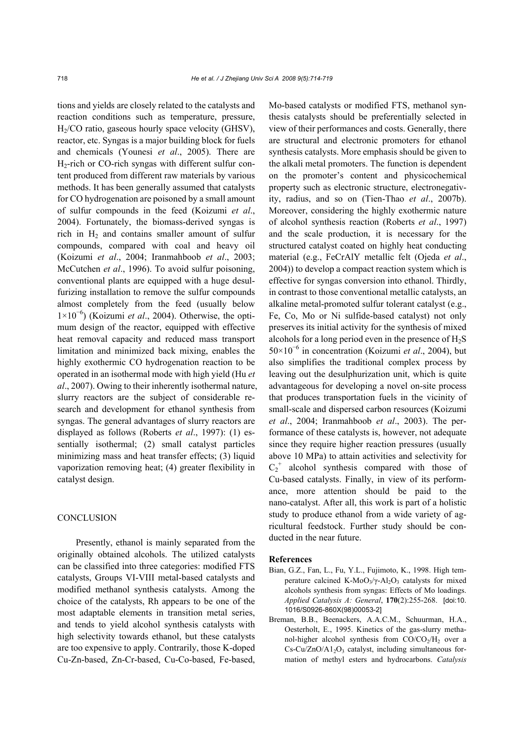tions and yields are closely related to the catalysts and reaction conditions such as temperature, pressure, $H_2$/CO ratio, gaseous hourly space velocity (GHSV), reactor, etc. Syngas is a major building block for fuels and chemicals (Younesi *et al*., 2005). There are $H_2$-rich or CO-rich syngas with different sulfur content produced from different raw materials by various methods. It has been generally assumed that catalysts for CO hydrogenation are poisoned by a small amount of sulfur compounds in the feed (Koizumi *et al*., 2004). Fortunately, the biomass-derived syngas is rich in $H_2$ and contains smaller amount of sulfur compounds, compared with coal and heavy oil (Koizumi *et al*., 2004; Iranmahboob *et al*., 2003; McCutchen *et al*., 1996). To avoid sulfur poisoning, conventional plants are equipped with a huge desulfurizing installation to remove the sulfur compounds almost completely from the feed (usually below $1\times10^{-6}$) (Koizumi *et al*., 2004). Otherwise, the optimum design of the reactor, equipped with effective heat removal capacity and reduced mass transport limitation and minimized back mixing, enables the highly exothermic CO hydrogenation reaction to be operated in an isothermal mode with high yield (Hu *et al*., 2007). Owing to their inherently isothermal nature, slurry reactors are the subject of considerable research and development for ethanol synthesis from syngas. The general advantages of slurry reactors are displayed as follows (Roberts *et al*., 1997): (1) essentially isothermal; (2) small catalyst particles minimizing mass and heat transfer effects; (3) liquid vaporization removing heat; (4) greater flexibility in catalyst design.

## CONCLUSION

Presently, ethanol is mainly separated from the originally obtained alcohols. The utilized catalysts can be classified into three categories: modified FTS catalysts, Groups VI-VIII metal-based catalysts and modified methanol synthesis catalysts. Among the choice of the catalysts, Rh appears to be one of the most adaptable elements in transition metal series, and tends to yield alcohol synthesis catalysts with high selectivity towards ethanol, but these catalysts are too expensive to apply. Contrarily, those K-doped Cu-Zn-based, Zn-Cr-based, Cu-Co-based, Fe-based, Mo-based catalysts or modified FTS, methanol synthesis catalysts should be preferentially selected in view of their performances and costs. Generally, there are structural and electronic promoters for ethanol synthesis catalysts. More emphasis should be given to the alkali metal promoters. The function is dependent on the promoter's content and physicochemical property such as electronic structure, electronegativity, radius, and so on (Tien-Thao *et al*., 2007b). Moreover, considering the highly exothermic nature of alcohol synthesis reaction (Roberts *et al*., 1997) and the scale production, it is necessary for the structured catalyst coated on highly heat conducting material (e.g., FeCrAlY metallic felt (Ojeda *et al*., 2004)) to develop a compact reaction system which is effective for syngas conversion into ethanol. Thirdly, in contrast to those conventional metallic catalysts, an alkaline metal-promoted sulfur tolerant catalyst (e.g., Fe, Co, Mo or Ni sulfide-based catalyst) not only preserves its initial activity for the synthesis of mixed alcohols for a long period even in the presence of $H_2S$ $50\times10^{-6}$ in concentration (Koizumi *et al*., 2004), but also simplifies the traditional complex process by leaving out the desulphurization unit, which is quite advantageous for developing a novel on-site process that produces transportation fuels in the vicinity of small-scale and dispersed carbon resources (Koizumi *et al*., 2004; Iranmahboob *et al*., 2003). The performance of these catalysts is, however, not adequate since they require higher reaction pressures (usually above 10 MPa) to attain activities and selectivity for $C_2^+$ alcohol synthesis compared with those of Cu-based catalysts. Finally, in view of its performance, more attention should be paid to the nano-catalyst. After all, this work is part of a holistic study to produce ethanol from a wide variety of agricultural feedstock. Further study should be conducted in the near future.

## References

Bian, G.Z., Fan, L., Fu, Y.L., Fujimoto, K., 1998. High temperature calcined K-$MoO_3$/γ-$Al_2O_3$ catalysts for mixed alcohols synthesis from syngas: Effects of Mo loadings. *Applied Catalysis A: General*, **170**(2):255-268. [doi:10.1016/S0926-860X(98)00053-2]

Breman, B.B., Beenackers, A.A.C.M., Schuurman, H.A., Oesterholt, E., 1995. Kinetics of the gas-slurry methanol-higher alcohol synthesis from CO/$CO_2$/$H_2$ over a Cs-Cu/ZnO/$Al_2O_3$ catalyst, including simultaneous formation of methyl esters and hydrocarbons. *Catalysis*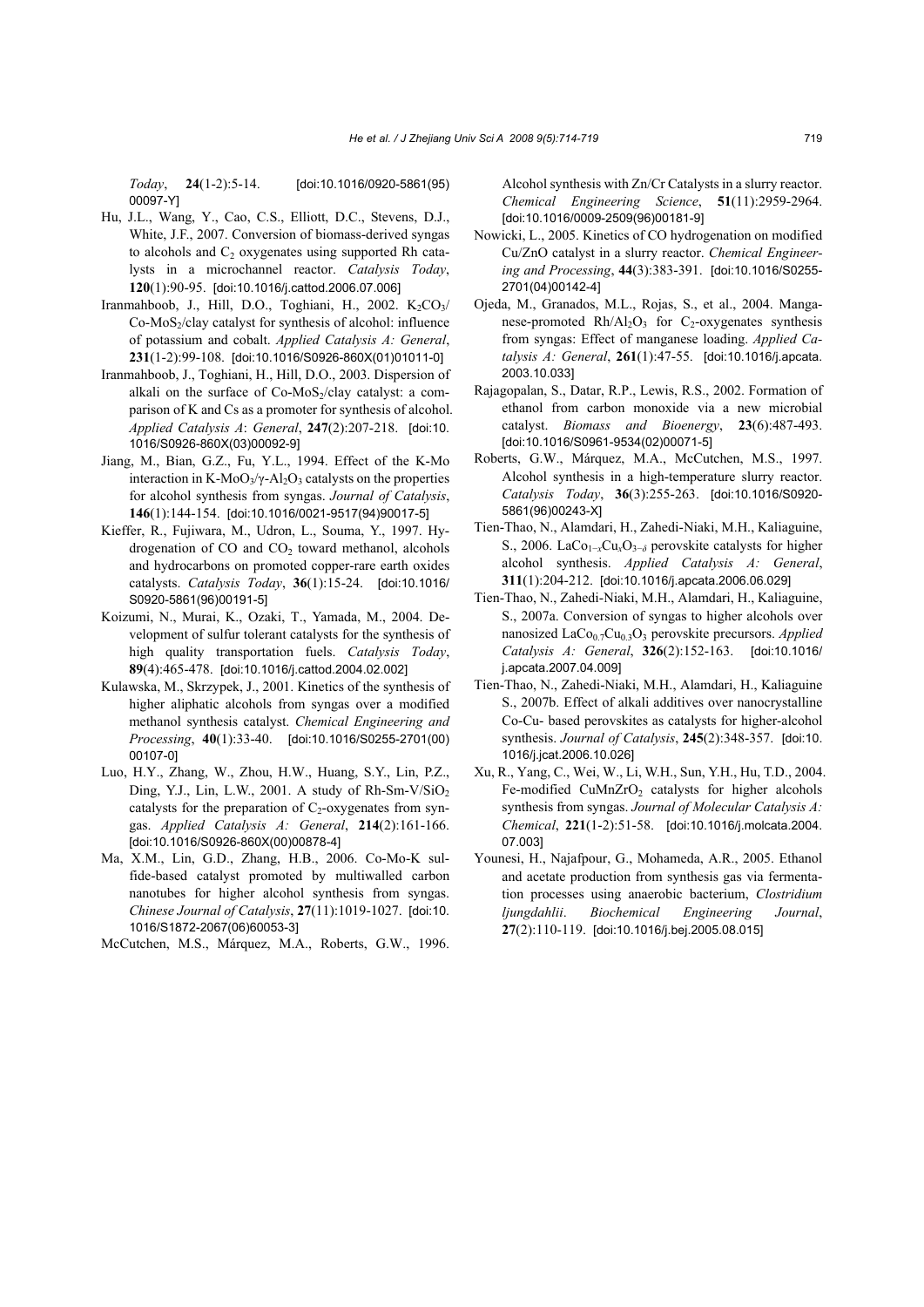*Today*, **24**(1-2):5-14. [doi:10.1016/0920-5861(95)00097-Y]

Hu, J.L., Wang, Y., Cao, C.S., Elliott, D.C., Stevens, D.J., White, J.F., 2007. Conversion of biomass-derived syngas to alcohols and $C_2$ oxygenates using supported Rh catalysts in a microchannel reactor. *Catalysis Today*, **120**(1):90-95. [doi:10.1016/j.cattod.2006.07.006]

Iranmahboob, J., Hill, D.O., Toghiani, H., 2002. $K_2CO_3$/Co-$MoS_2$/clay catalyst for synthesis of alcohol: influence of potassium and cobalt. *Applied Catalysis A: General*, **231**(1-2):99-108. [doi:10.1016/S0926-860X(01)01011-0]

Iranmahboob, J., Toghiani, H., Hill, D.O., 2003. Dispersion of alkali on the surface of Co-$MoS_2$/clay catalyst: a comparison of K and Cs as a promoter for synthesis of alcohol. *Applied Catalysis A: General*, **247**(2):207-218. [doi:10.1016/S0926-860X(03)00092-9]

Jiang, M., Bian, G.Z., Fu, Y.L., 1994. Effect of the K-Mo interaction in K-$MoO_3$/γ-$Al_2O_3$ catalysts on the properties for alcohol synthesis from syngas. *Journal of Catalysis*, **146**(1):144-154. [doi:10.1016/0021-9517(94)90017-5]

Kieffer, R., Fujiwara, M., Udron, L., Souma, Y., 1997. Hydrogenation of CO and $CO_2$ toward methanol, alcohols and hydrocarbons on promoted copper-rare earth oxides catalysts. *Catalysis Today*, **36**(1):15-24. [doi:10.1016/S0920-5861(96)00191-5]

Koizumi, N., Murai, K., Ozaki, T., Yamada, M., 2004. Development of sulfur tolerant catalysts for the synthesis of high quality transportation fuels. *Catalysis Today*, **89**(4):465-478. [doi:10.1016/j.cattod.2004.02.002]

Kulawska, M., Skrzypek, J., 2001. Kinetics of the synthesis of higher aliphatic alcohols from syngas over a modified methanol synthesis catalyst. *Chemical Engineering and Processing*, **40**(1):33-40. [doi:10.1016/S0255-2701(00)00107-0]

Luo, H.Y., Zhang, W., Zhou, H.W., Huang, S.Y., Lin, P.Z., Ding, Y.J., Lin, L.W., 2001. A study of Rh-Sm-V/$SiO_2$ catalysts for the preparation of $C_2$-oxygenates from syngas. *Applied Catalysis A: General*, **214**(2):161-166. [doi:10.1016/S0926-860X(00)00878-4]

Ma, X.M., Lin, G.D., Zhang, H.B., 2006. Co-Mo-K sulfide-based catalyst promoted by multiwalled carbon nanotubes for higher alcohol synthesis from syngas. *Chinese Journal of Catalysis*, **27**(11):1019-1027. [doi:10.1016/S1872-2067(06)60053-3]

McCutchen, M.S., Márquez, M.A., Roberts, G.W., 1996. Alcohol synthesis with Zn/Cr Catalysts in a slurry reactor. *Chemical Engineering Science*, **51**(11):2959-2964. [doi:10.1016/0009-2509(96)00181-9]

Nowicki, L., 2005. Kinetics of CO hydrogenation on modified Cu/ZnO catalyst in a slurry reactor. *Chemical Engineering and Processing*, **44**(3):383-391. [doi:10.1016/S0255-2701(04)00142-4]

Ojeda, M., Granados, M.L., Rojas, S., et al., 2004. Manganese-promoted Rh/$Al_2O_3$ for $C_2$-oxygenates synthesis from syngas: Effect of manganese loading. *Applied Catalysis A: General*, **261**(1):47-55. [doi:10.1016/j.apcata.2003.10.033]

Rajagopalan, S., Datar, R.P., Lewis, R.S., 2002. Formation of ethanol from carbon monoxide via a new microbial catalyst. *Biomass and Bioenergy*, **23**(6):487-493. [doi:10.1016/S0961-9534(02)00071-5]

Roberts, G.W., Márquez, M.A., McCutchen, M.S., 1997. Alcohol synthesis in a high-temperature slurry reactor. *Catalysis Today*, **36**(3):255-263. [doi:10.1016/S0920-5861(96)00243-X]

Tien-Thao, N., Alamdari, H., Zahedi-Niaki, M.H., Kaliaguine, S., 2006. $LaCo_{1-x}Cu_xO_{3-\delta}$ perovskite catalysts for higher alcohol synthesis. *Applied Catalysis A: General*, **311**(1):204-212. [doi:10.1016/j.apcata.2006.06.029]

Tien-Thao, N., Zahedi-Niaki, M.H., Alamdari, H., Kaliaguine, S., 2007a. Conversion of syngas to higher alcohols over nanosized $LaCo_{0.7}Cu_{0.3}O_3$ perovskite precursors. *Applied Catalysis A: General*, **326**(2):152-163. [doi:10.1016/j.apcata.2007.04.009]

Tien-Thao, N., Zahedi-Niaki, M.H., Alamdari, H., Kaliaguine S., 2007b. Effect of alkali additives over nanocrystalline Co-Cu- based perovskites as catalysts for higher-alcohol synthesis. *Journal of Catalysis*, **245**(2):348-357. [doi:10.1016/j.jcat.2006.10.026]

Xu, R., Yang, C., Wei, W., Li, W.H., Sun, Y.H., Hu, T.D., 2004. Fe-modified $CuMnZrO_2$ catalysts for higher alcohols synthesis from syngas. *Journal of Molecular Catalysis A: Chemical*, **221**(1-2):51-58. [doi:10.1016/j.molcata.2004.07.003]

Younesi, H., Najafpour, G., Mohameda, A.R., 2005. Ethanol and acetate production from synthesis gas via fermentation processes using anaerobic bacterium, *Clostridium ljungdahlii*. *Biochemical Engineering Journal*, **27**(2):110-119. [doi:10.1016/j.bej.2005.08.015]